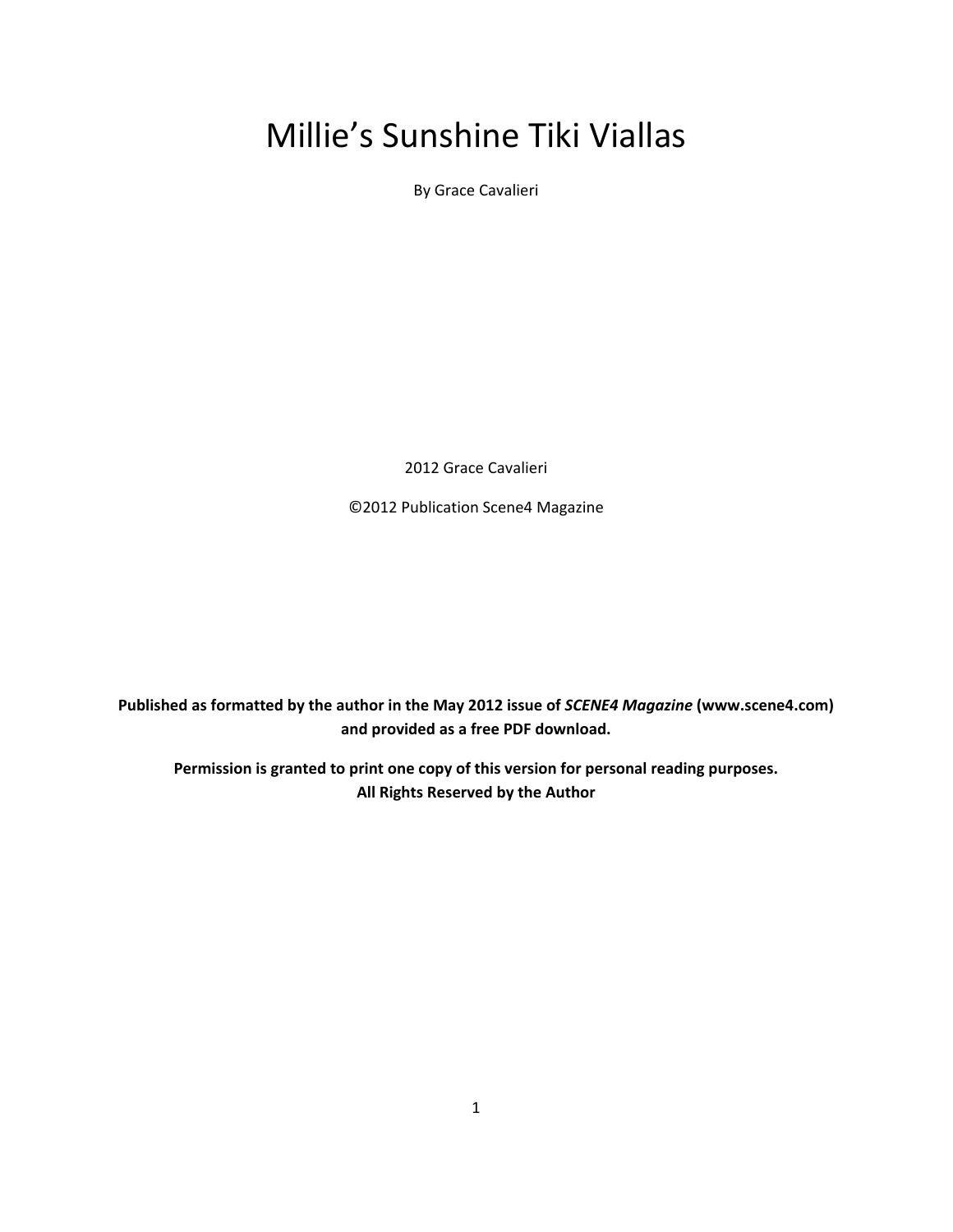# Millie's Sunshine Tiki Viallas

By Grace Cavalieri

2012 Grace Cavalieri

©2012 Publication Scene4 Magazine

**Published as formatted by the author in the May 2012 issue of *SCENE4 Magazine* (www.scene4.com) and provided as a free PDF download.**

**Permission is granted to print one copy of this version for personal reading purposes. All Rights Reserved by the Author**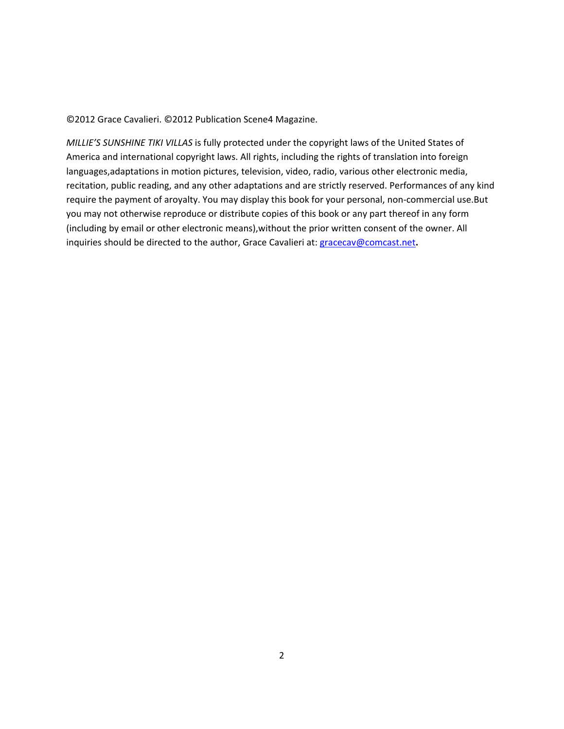©2012 Grace Cavalieri. ©2012 Publication Scene4 Magazine.

*MILLIE'S SUNSHINE TIKI VILLAS* is fully protected under the copyright laws of the United States of America and international copyright laws. All rights, including the rights of translation into foreign languages,adaptations in motion pictures, television, video, radio, various other electronic media, recitation, public reading, and any other adaptations and are strictly reserved. Performances of any kind require the payment of aroyalty. You may display this book for your personal, non-commercial use.But you may not otherwise reproduce or distribute copies of this book or any part thereof in any form (including by email or other electronic means),without the prior written consent of the owner. All inquiries should be directed to the author, Grace Cavalieri at: gracecav@comcast.net**.**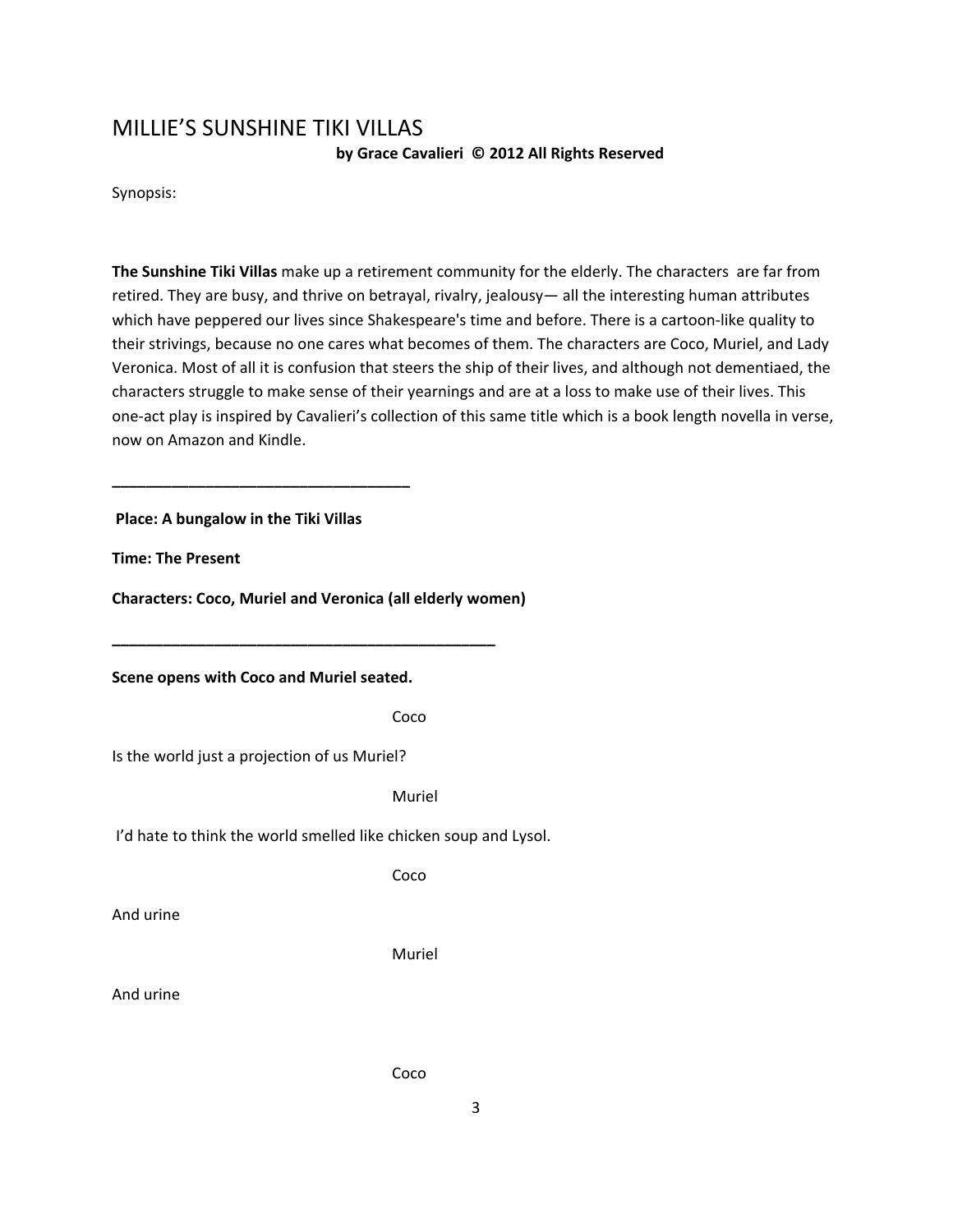# MILLIE'S SUNSHINE TIKI VILLAS

**by Grace Cavalieri © 2012 All Rights Reserved**

Synopsis:

**The Sunshine Tiki Villas** make up a retirement community for the elderly. The characters are far from retired. They are busy, and thrive on betrayal, rivalry, jealousy— all the interesting human attributes which have peppered our lives since Shakespeare's time and before. There is a cartoon-like quality to their strivings, because no one cares what becomes of them. The characters are Coco, Muriel, and Lady Veronica. Most of all it is confusion that steers the ship of their lives, and although not dementiaed, the characters struggle to make sense of their yearnings and are at a loss to make use of their lives. This one-act play is inspired by Cavalieri's collection of this same title which is a book length novella in verse, now on Amazon and Kindle.

___________________________________

**Place: A bungalow in the Tiki Villas**

**Time: The Present**

**Characters: Coco, Muriel and Veronica (all elderly women)**

_______________________________________________

**Scene opens with Coco and Muriel seated.**

Coco

Is the world just a projection of us Muriel?

Muriel

I'd hate to think the world smelled like chicken soup and Lysol.

Coco

And urine

Muriel

And urine

Coco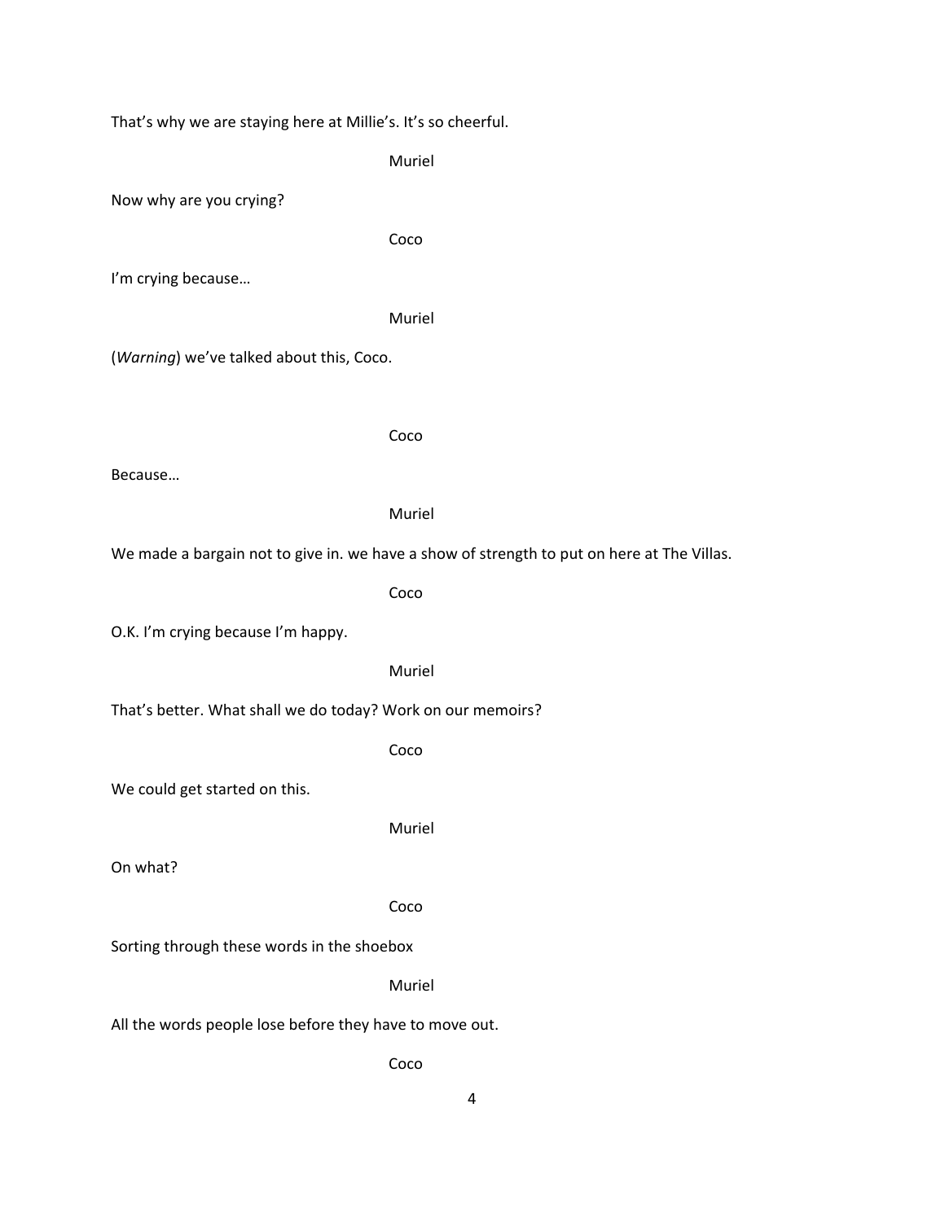That's why we are staying here at Millie's. It's so cheerful.

Muriel

Now why are you crying?

Coco

I'm crying because…

Muriel

(*Warning*) we've talked about this, Coco.

Coco

Because…

Muriel

We made a bargain not to give in. we have a show of strength to put on here at The Villas.

Coco

O.K. I'm crying because I'm happy.

Muriel

That's better. What shall we do today? Work on our memoirs?

Coco

We could get started on this.

Muriel

On what?

Coco

Sorting through these words in the shoebox

Muriel

All the words people lose before they have to move out.

Coco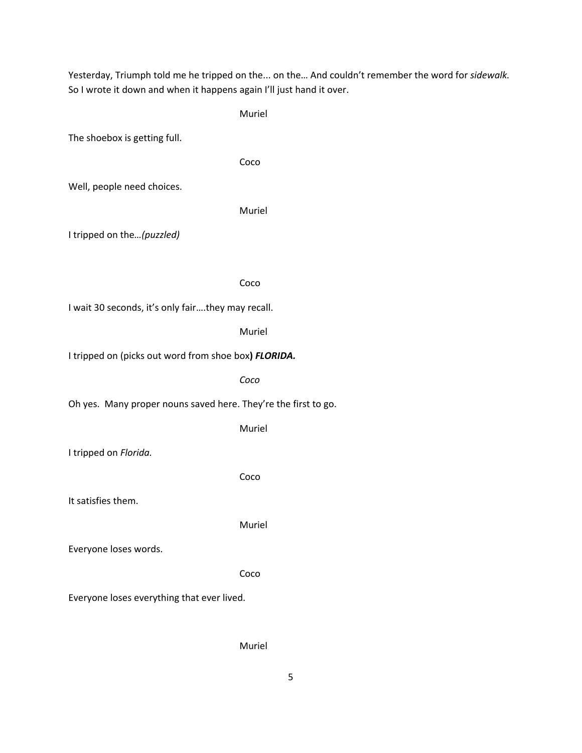Yesterday, Triumph told me he tripped on the... on the… And couldn't remember the word for *sidewalk.* So I wrote it down and when it happens again I'll just hand it over.

Muriel

The shoebox is getting full.

Coco

Well, people need choices.

Muriel

I tripped on the…*(puzzled)*

Coco

I wait 30 seconds, it's only fair….they may recall.

Muriel

I tripped on (picks out word from shoe box**)** ***FLORIDA.***

*Coco*

Oh yes. Many proper nouns saved here. They're the first to go.

Muriel

I tripped on *Florida.*

Coco

It satisfies them.

Muriel

Everyone loses words.

Coco

Everyone loses everything that ever lived.

Muriel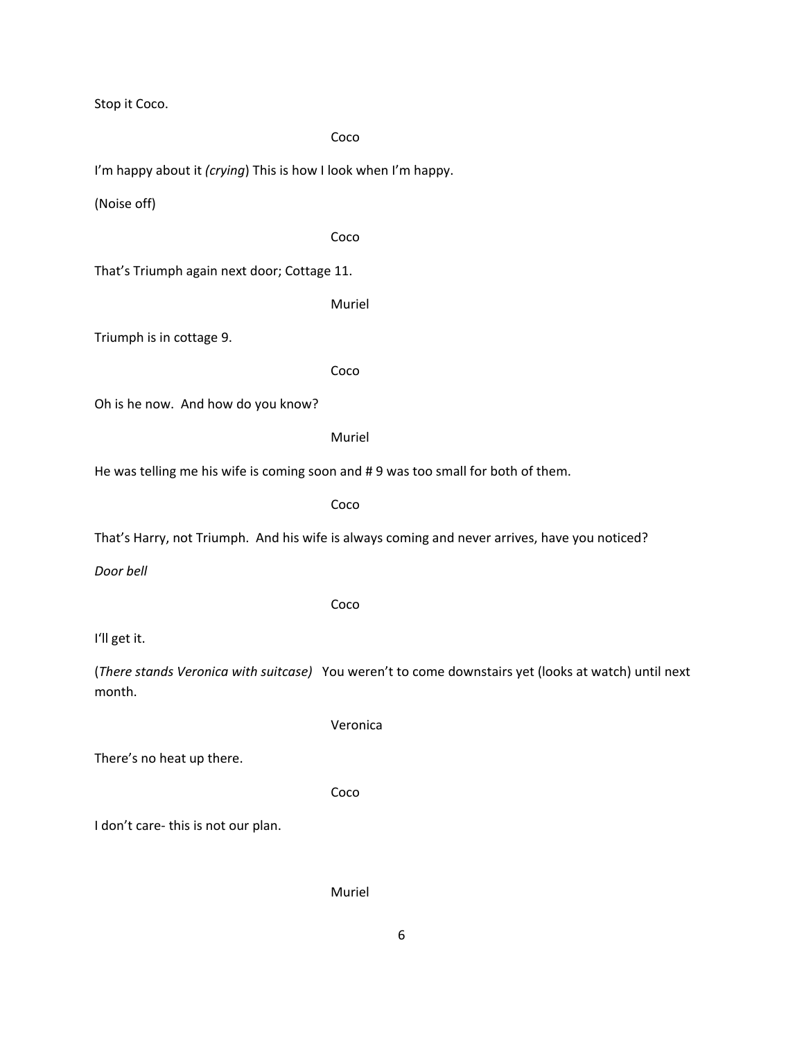Stop it Coco.

Coco

I'm happy about it *(crying*) This is how I look when I'm happy.

(Noise off)

Coco

That's Triumph again next door; Cottage 11.

Muriel

Triumph is in cottage 9.

Coco

Oh is he now. And how do you know?

Muriel

He was telling me his wife is coming soon and # 9 was too small for both of them.

Coco

That's Harry, not Triumph. And his wife is always coming and never arrives, have you noticed?

*Door bell*

Coco

I'll get it.

(*There stands Veronica with suitcase)* You weren't to come downstairs yet (looks at watch) until next month.

Veronica

There's no heat up there.

Coco

I don't care- this is not our plan.

Muriel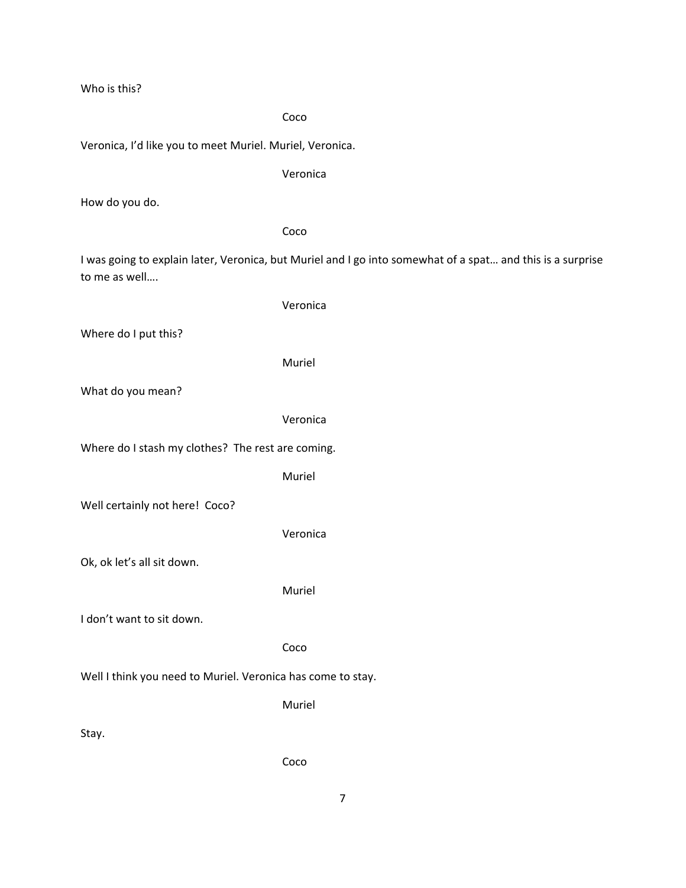Who is this?

Coco

Veronica, I'd like you to meet Muriel. Muriel, Veronica.

Veronica

How do you do.

Coco

I was going to explain later, Veronica, but Muriel and I go into somewhat of a spat… and this is a surprise to me as well….

Veronica

Where do I put this?

Muriel

What do you mean?

Veronica

Where do I stash my clothes? The rest are coming.

Muriel

Well certainly not here! Coco?

Veronica

Ok, ok let's all sit down.

Muriel

I don't want to sit down.

Coco

Well I think you need to Muriel. Veronica has come to stay.

Muriel

Stay.

Coco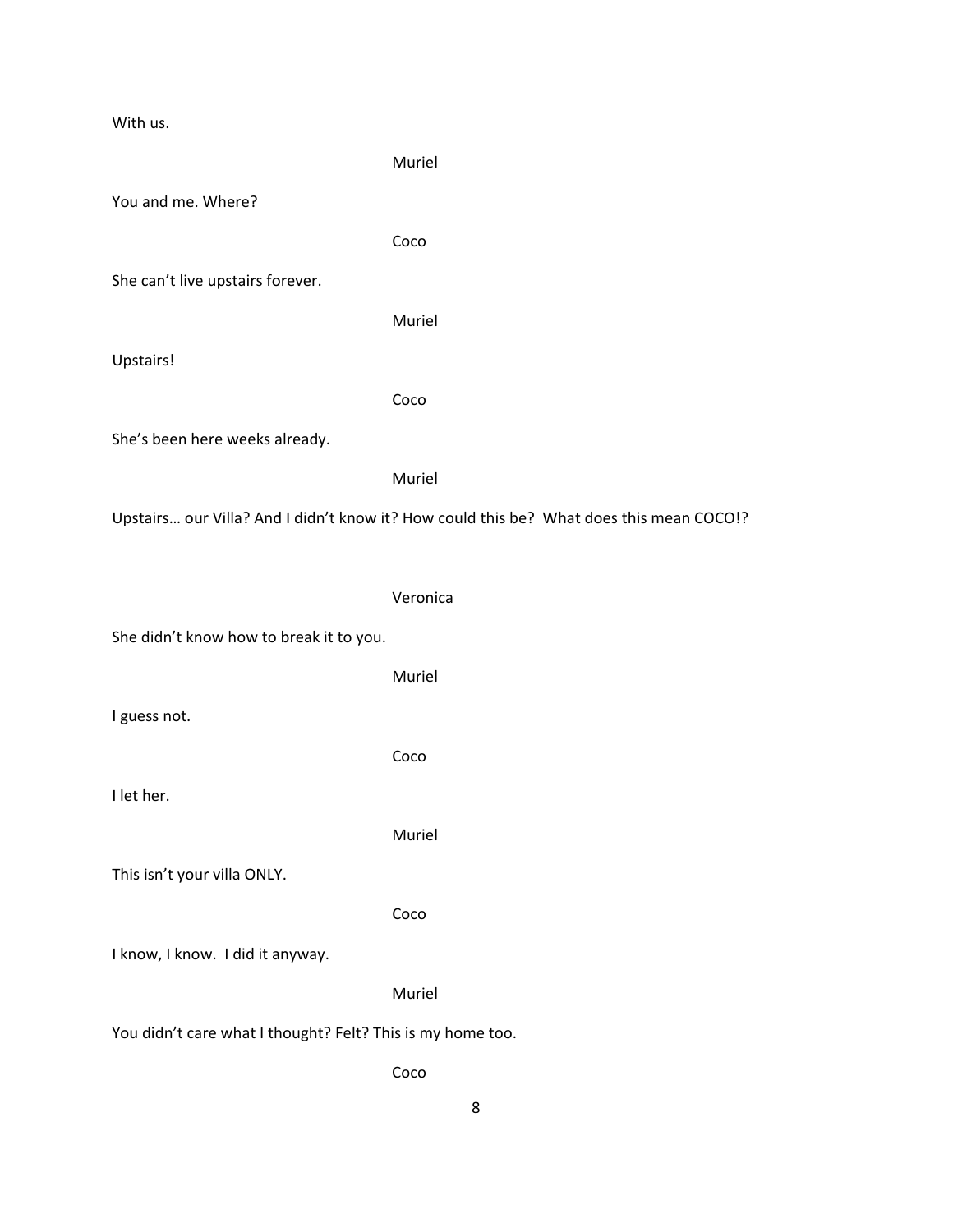With us.

Muriel

You and me. Where?

Coco

She can't live upstairs forever.

Muriel

Upstairs!

Coco

She's been here weeks already.

Muriel

Upstairs… our Villa? And I didn't know it? How could this be? What does this mean COCO!?

Veronica

She didn't know how to break it to you.

Muriel

I guess not.

Coco

I let her.

Muriel

This isn't your villa ONLY.

Coco

I know, I know. I did it anyway.

Muriel

You didn't care what I thought? Felt? This is my home too.

Coco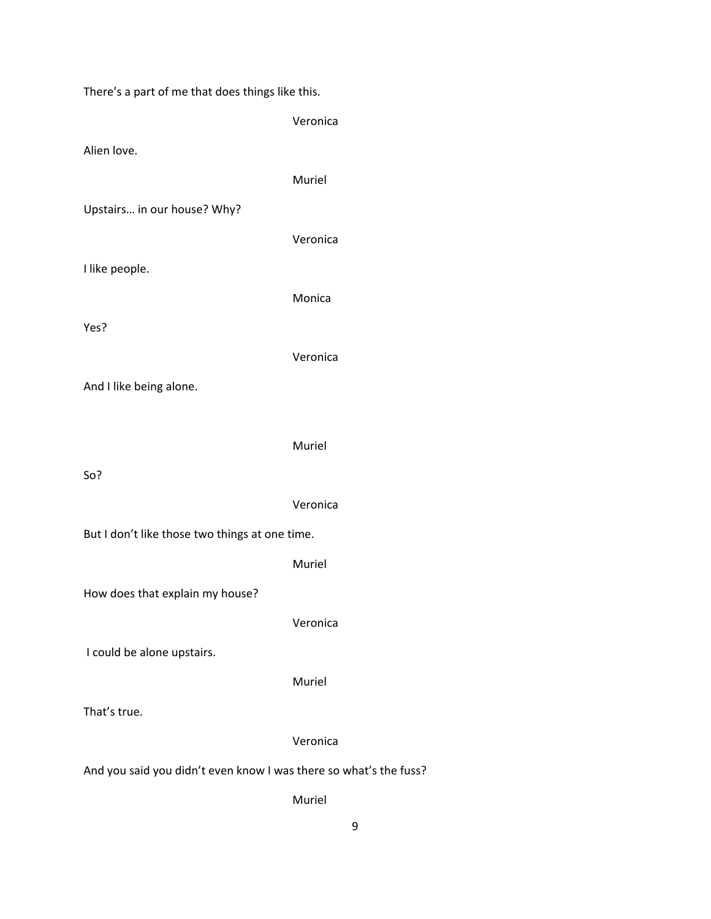There's a part of me that does things like this.

Veronica

Alien love.

Muriel

Upstairs… in our house? Why?

Veronica

I like people.

Monica

Yes?

Veronica

And I like being alone.

Muriel

So?

Veronica

But I don't like those two things at one time.

Muriel

How does that explain my house?

Veronica

I could be alone upstairs.

Muriel

That's true.

Veronica

And you said you didn't even know I was there so what's the fuss?

Muriel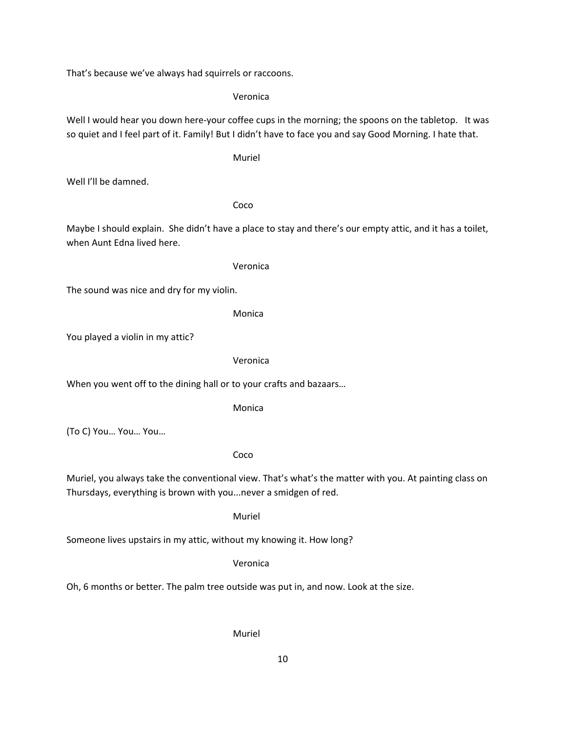That's because we've always had squirrels or raccoons.

Veronica

Well I would hear you down here-your coffee cups in the morning; the spoons on the tabletop. It was so quiet and I feel part of it. Family! But I didn't have to face you and say Good Morning. I hate that.

Muriel

Well I'll be damned.

Coco

Maybe I should explain. She didn't have a place to stay and there's our empty attic, and it has a toilet, when Aunt Edna lived here.

Veronica

The sound was nice and dry for my violin.

Monica

You played a violin in my attic?

Veronica

When you went off to the dining hall or to your crafts and bazaars…

Monica

(To C) You… You… You…

Coco

Muriel, you always take the conventional view. That's what's the matter with you. At painting class on Thursdays, everything is brown with you...never a smidgen of red.

Muriel

Someone lives upstairs in my attic, without my knowing it. How long?

Veronica

Oh, 6 months or better. The palm tree outside was put in, and now. Look at the size.

Muriel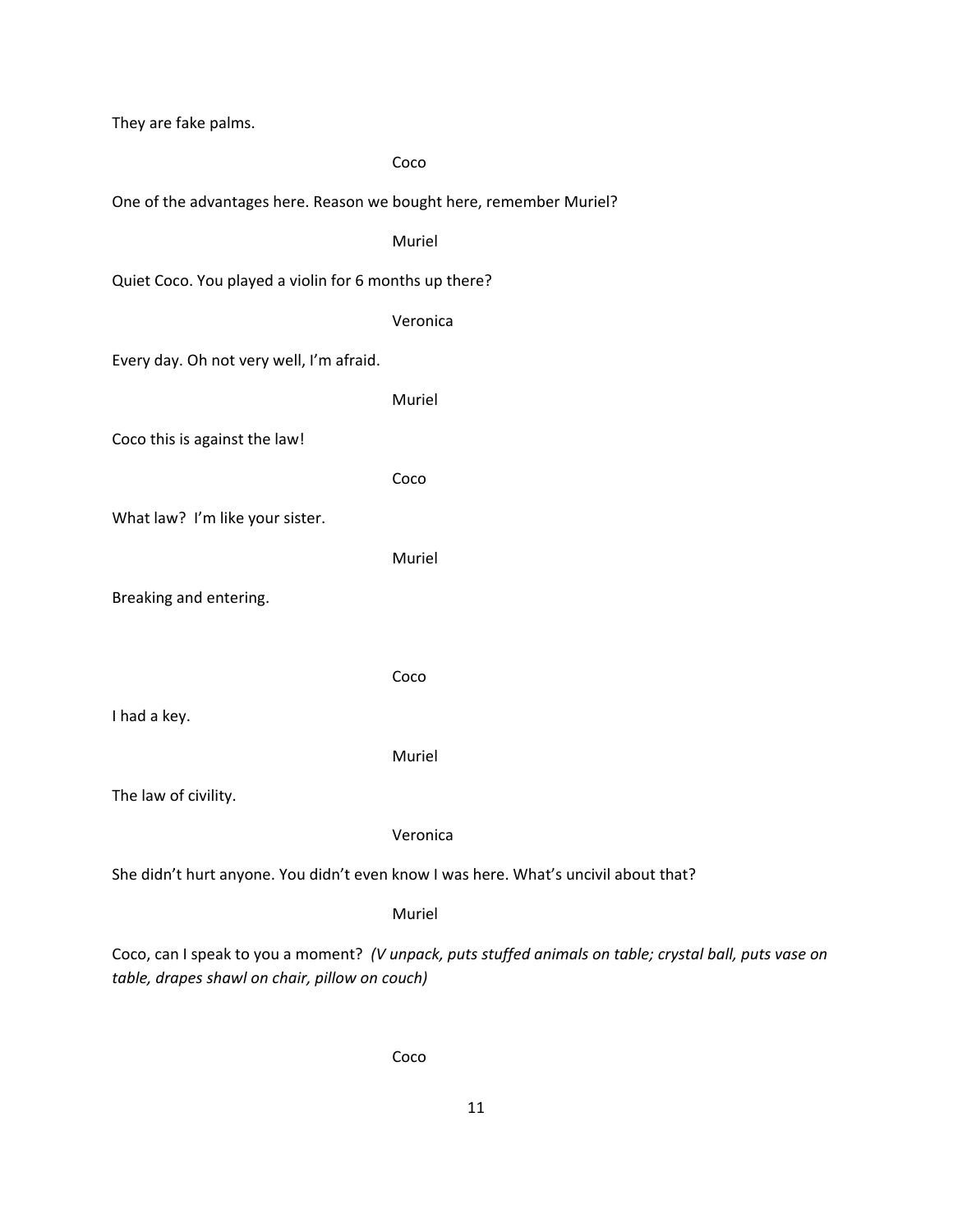They are fake palms.

Coco

One of the advantages here. Reason we bought here, remember Muriel?

Muriel

Quiet Coco. You played a violin for 6 months up there?

Veronica

Every day. Oh not very well, I'm afraid.

Muriel

Coco this is against the law!

Coco

What law?  I'm like your sister.

Muriel

Breaking and entering.

Coco

I had a key.

Muriel

The law of civility.

Veronica

She didn't hurt anyone. You didn't even know I was here. What's uncivil about that?

Muriel

Coco, can I speak to you a moment? *(V unpack, puts stuffed animals on table; crystal ball, puts vase on table, drapes shawl on chair, pillow on couch)*

Coco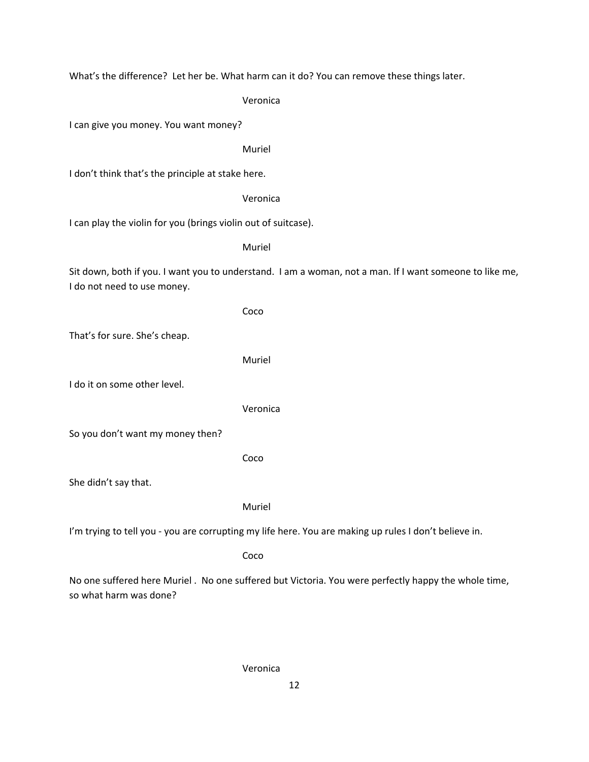What's the difference? Let her be. What harm can it do? You can remove these things later.

Veronica

I can give you money. You want money?

Muriel

I don't think that's the principle at stake here.

Veronica

I can play the violin for you (brings violin out of suitcase).

Muriel

Sit down, both if you. I want you to understand. I am a woman, not a man. If I want someone to like me, I do not need to use money.

Coco

That's for sure. She's cheap.

Muriel

I do it on some other level.

Veronica

So you don't want my money then?

Coco

She didn't say that.

Muriel

I'm trying to tell you - you are corrupting my life here. You are making up rules I don't believe in.

Coco

No one suffered here Muriel . No one suffered but Victoria. You were perfectly happy the whole time, so what harm was done?

Veronica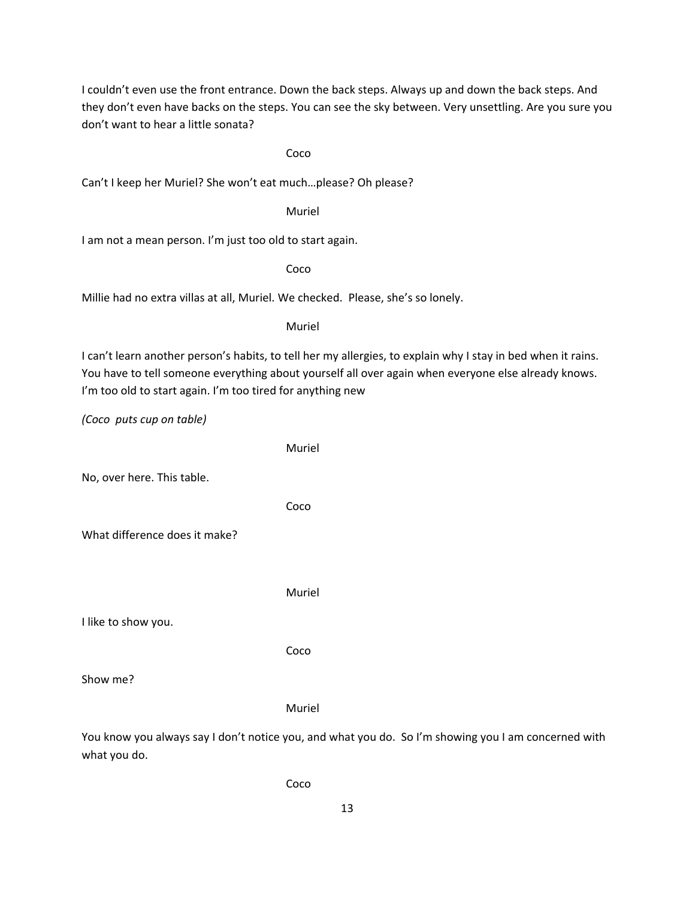I couldn't even use the front entrance. Down the back steps. Always up and down the back steps. And they don't even have backs on the steps. You can see the sky between. Very unsettling. Are you sure you don't want to hear a little sonata?

Coco

Can't I keep her Muriel? She won't eat much…please? Oh please?

Muriel

I am not a mean person. I'm just too old to start again.

Coco

Millie had no extra villas at all, Muriel. We checked. Please, she's so lonely.

Muriel

I can't learn another person's habits, to tell her my allergies, to explain why I stay in bed when it rains. You have to tell someone everything about yourself all over again when everyone else already knows. I'm too old to start again. I'm too tired for anything new

*(Coco puts cup on table)*

Muriel

No, over here. This table.

Coco

What difference does it make?

Muriel

I like to show you.

Coco

Show me?

Muriel

You know you always say I don't notice you, and what you do. So I'm showing you I am concerned with what you do.

Coco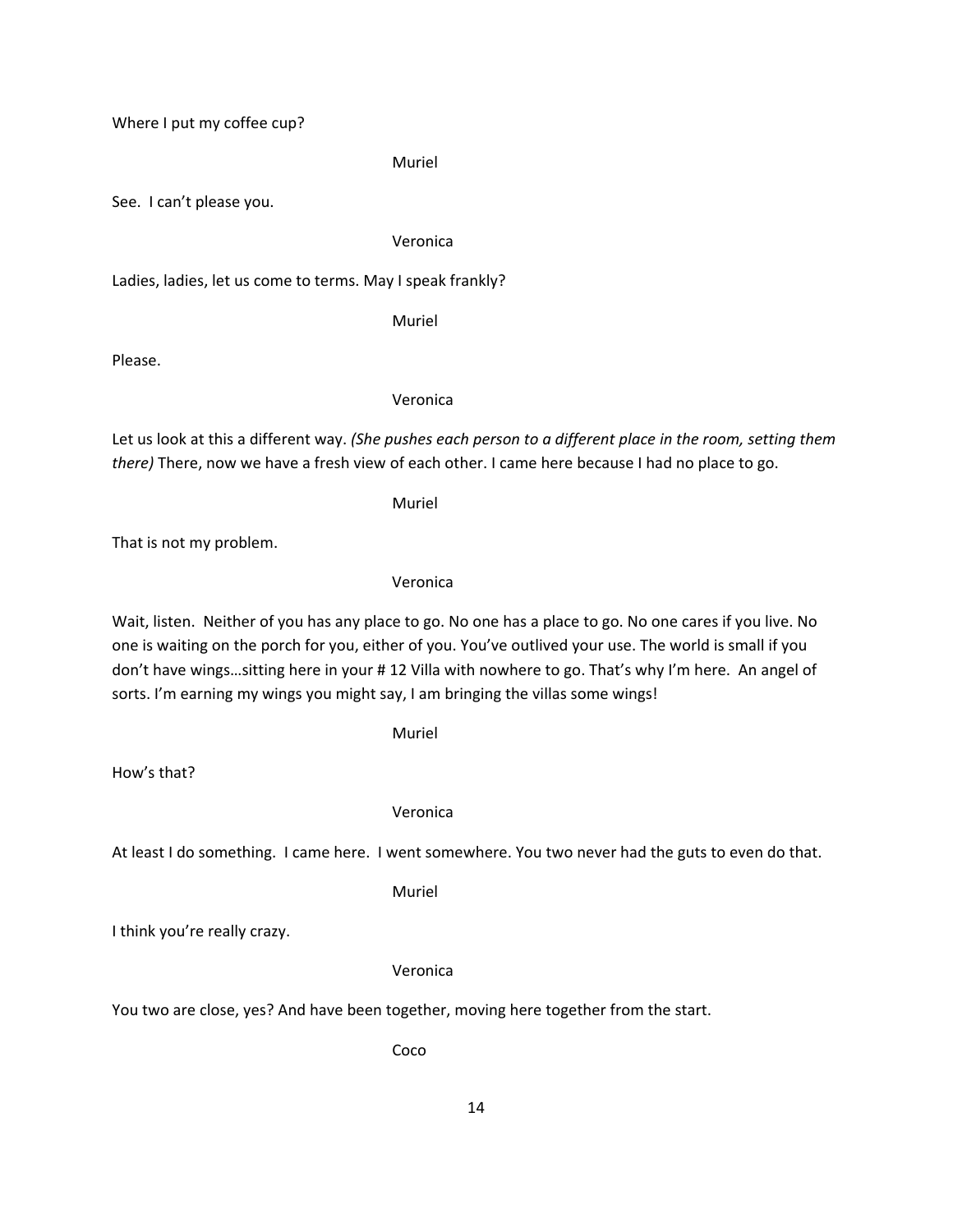Where I put my coffee cup?

Muriel

See. I can't please you.

Veronica

Ladies, ladies, let us come to terms. May I speak frankly?

Muriel

Please.

Veronica

Let us look at this a different way. *(She pushes each person to a different place in the room, setting them there)* There, now we have a fresh view of each other. I came here because I had no place to go.

Muriel

That is not my problem.

Veronica

Wait, listen. Neither of you has any place to go. No one has a place to go. No one cares if you live. No one is waiting on the porch for you, either of you. You've outlived your use. The world is small if you don't have wings…sitting here in your # 12 Villa with nowhere to go. That's why I'm here. An angel of sorts. I'm earning my wings you might say, I am bringing the villas some wings!

Muriel

How's that?

Veronica

At least I do something. I came here. I went somewhere. You two never had the guts to even do that.

Muriel

I think you're really crazy.

Veronica

You two are close, yes? And have been together, moving here together from the start.

Coco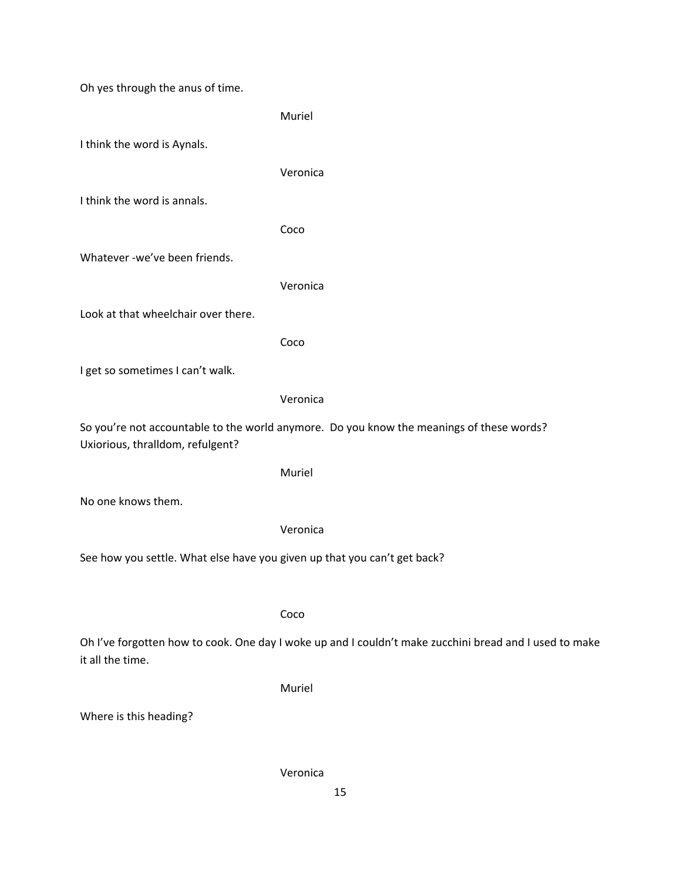Oh yes through the anus of time.

Muriel

I think the word is Aynals.

Veronica

I think the word is annals.

Coco

Whatever -we've been friends.

Veronica

Look at that wheelchair over there.

Coco

I get so sometimes I can't walk.

Veronica

So you're not accountable to the world anymore.  Do you know the meanings of these words? Uxiorious, thralldom, refulgent?

Muriel

No one knows them.

Veronica

See how you settle. What else have you given up that you can't get back?

Coco

Oh I've forgotten how to cook. One day I woke up and I couldn't make zucchini bread and I used to make it all the time.

Muriel

Where is this heading?

Veronica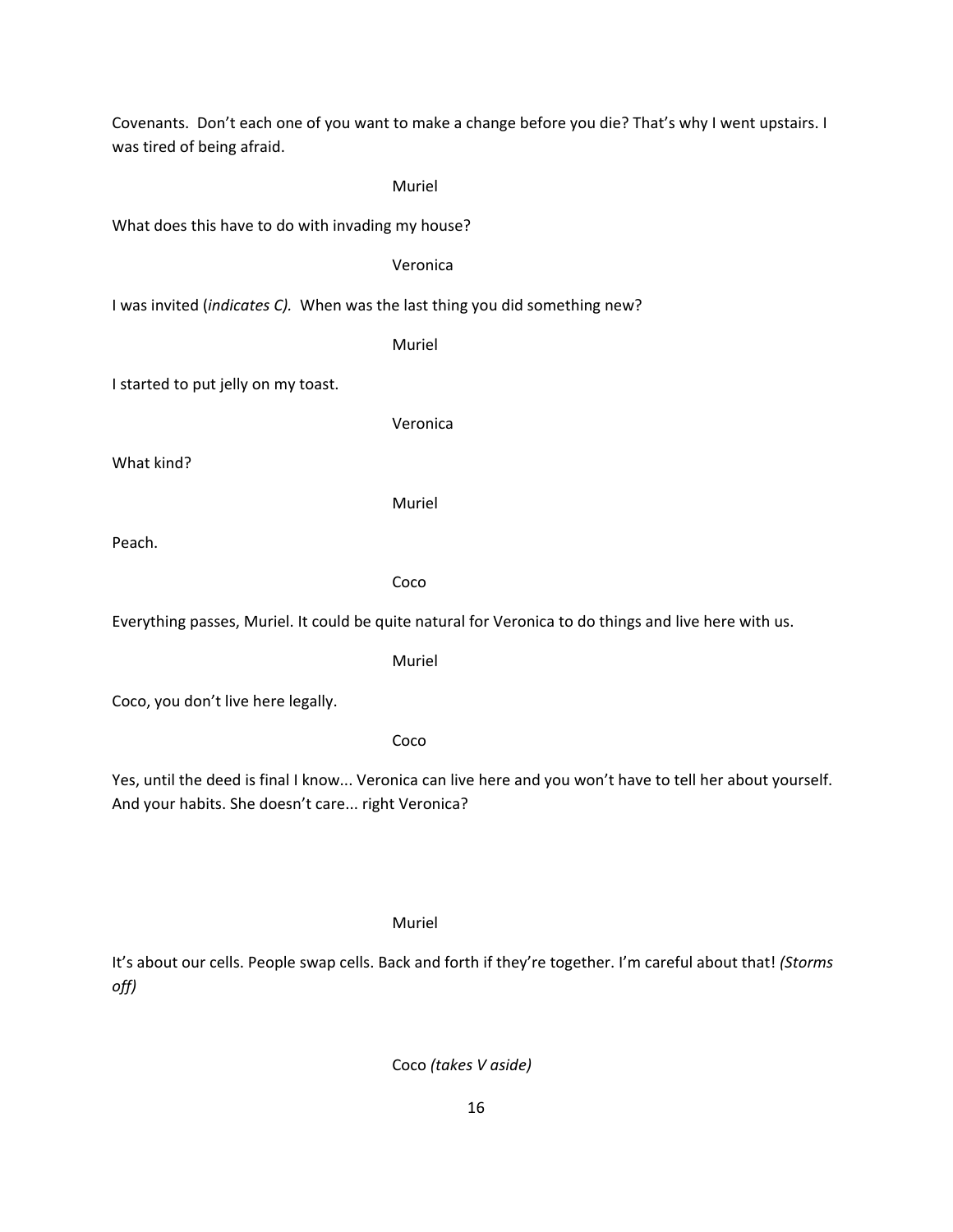Covenants. Don't each one of you want to make a change before you die? That's why I went upstairs. I was tired of being afraid.

Muriel

What does this have to do with invading my house?

Veronica

I was invited (*indicates C).* When was the last thing you did something new?

Muriel

I started to put jelly on my toast.

Veronica

What kind?

Muriel

Peach.

Coco

Everything passes, Muriel. It could be quite natural for Veronica to do things and live here with us.

Muriel

Coco, you don't live here legally.

Coco

Yes, until the deed is final I know... Veronica can live here and you won't have to tell her about yourself. And your habits. She doesn't care... right Veronica?

Muriel

It's about our cells. People swap cells. Back and forth if they're together. I'm careful about that! *(Storms off)*

Coco *(takes V aside)*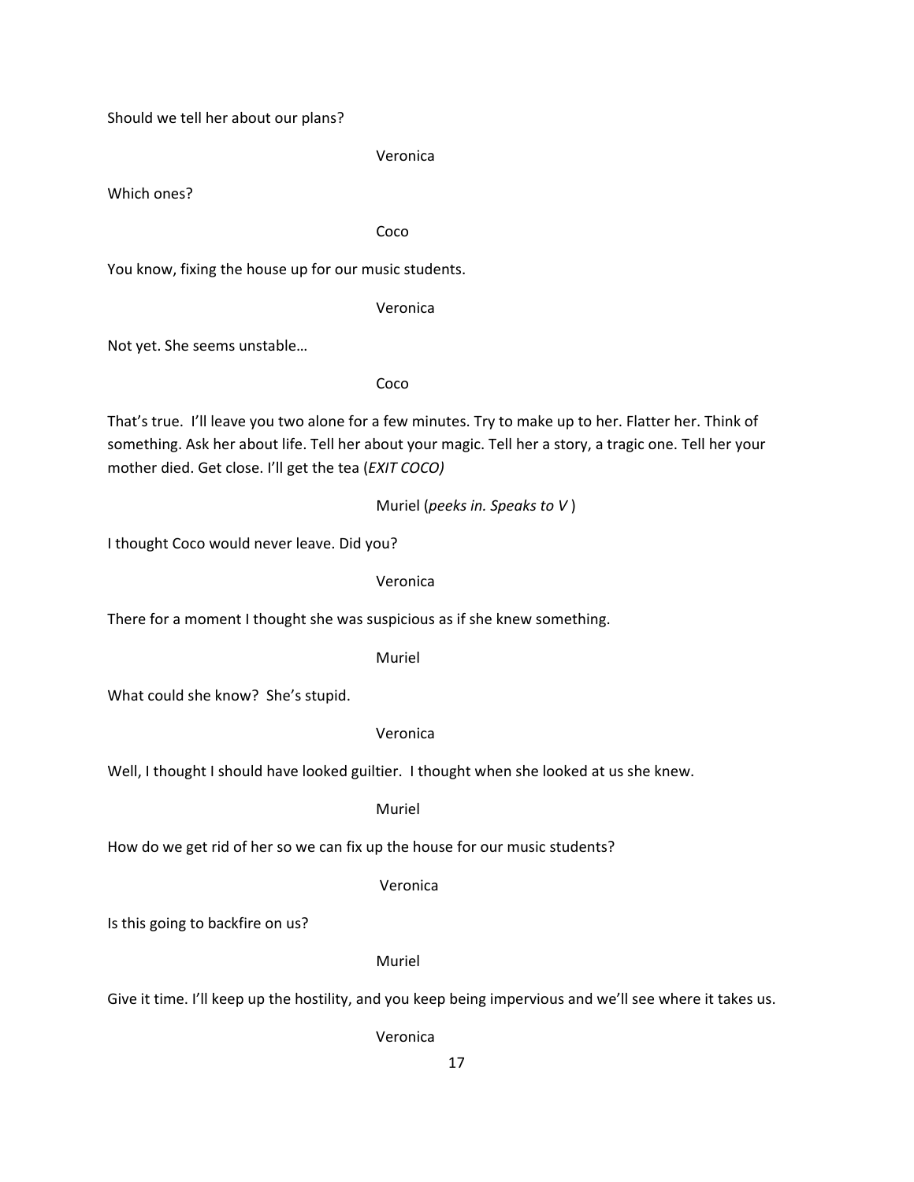Should we tell her about our plans?

Veronica

Which ones?

Coco

You know, fixing the house up for our music students.

Veronica

Not yet. She seems unstable…

Coco

That's true. I'll leave you two alone for a few minutes. Try to make up to her. Flatter her. Think of something. Ask her about life. Tell her about your magic. Tell her a story, a tragic one. Tell her your mother died. Get close. I'll get the tea (*EXIT COCO)*

Muriel (*peeks in. Speaks to V* )

I thought Coco would never leave. Did you?

Veronica

There for a moment I thought she was suspicious as if she knew something.

Muriel

What could she know? She's stupid.

Veronica

Well, I thought I should have looked guiltier. I thought when she looked at us she knew.

Muriel

How do we get rid of her so we can fix up the house for our music students?

Veronica

Is this going to backfire on us?

Muriel

Give it time. I'll keep up the hostility, and you keep being impervious and we'll see where it takes us.

Veronica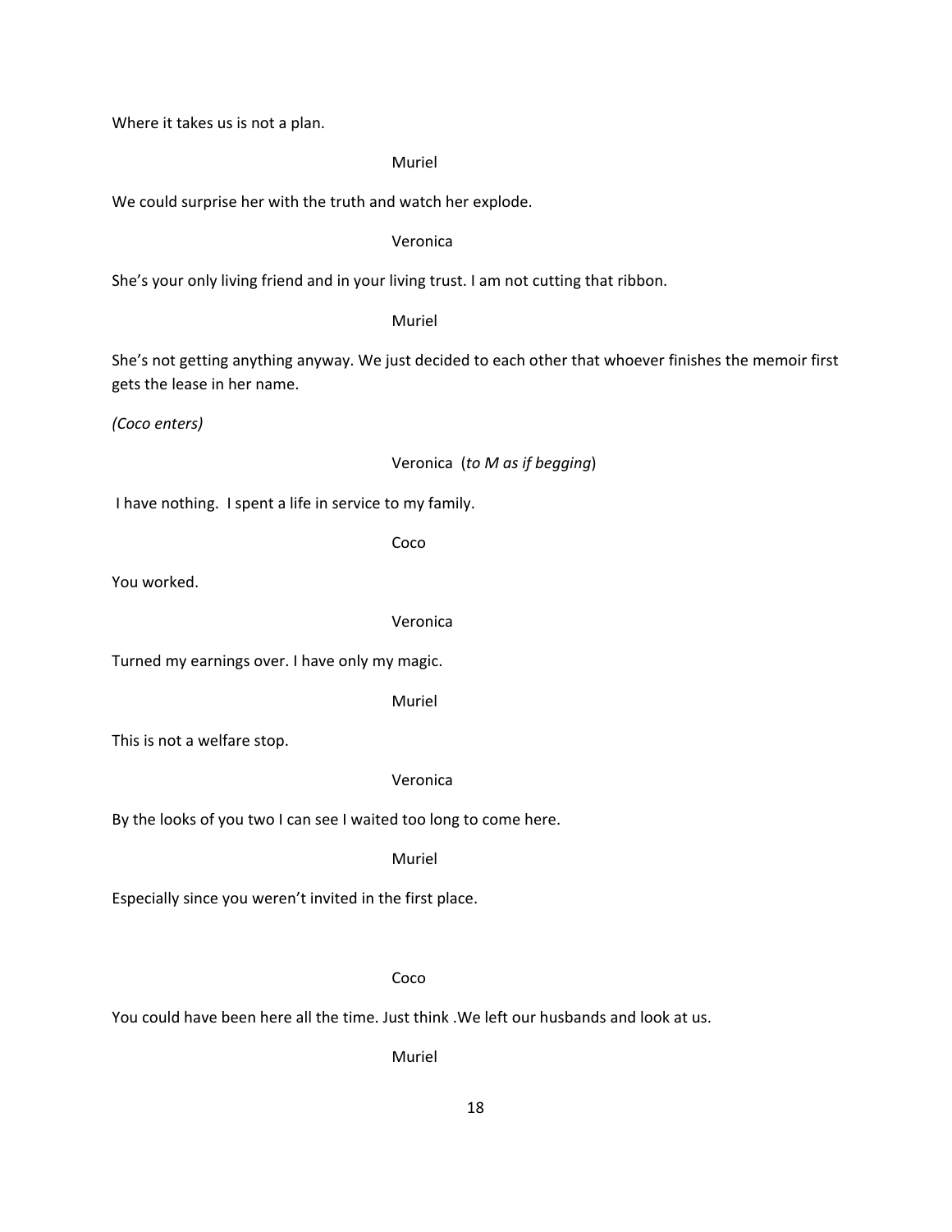Where it takes us is not a plan.

Muriel

We could surprise her with the truth and watch her explode.

Veronica

She's your only living friend and in your living trust. I am not cutting that ribbon.

Muriel

She's not getting anything anyway. We just decided to each other that whoever finishes the memoir first gets the lease in her name.

*(Coco enters)*

Veronica (*to M as if begging*)

I have nothing. I spent a life in service to my family.

Coco

You worked.

Veronica

Turned my earnings over. I have only my magic.

Muriel

This is not a welfare stop.

Veronica

By the looks of you two I can see I waited too long to come here.

Muriel

Especially since you weren't invited in the first place.

Coco

You could have been here all the time. Just think .We left our husbands and look at us.

Muriel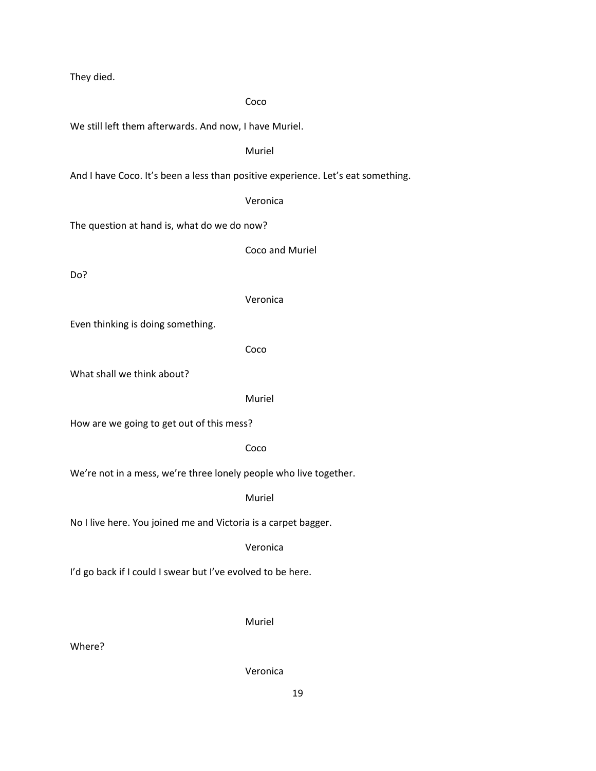They died.

Coco

We still left them afterwards. And now, I have Muriel.

Muriel

And I have Coco. It's been a less than positive experience. Let's eat something.

Veronica

The question at hand is, what do we do now?

Coco and Muriel

Do?

Veronica

Even thinking is doing something.

Coco

What shall we think about?

Muriel

How are we going to get out of this mess?

Coco

We're not in a mess, we're three lonely people who live together.

Muriel

No I live here. You joined me and Victoria is a carpet bagger.

Veronica

I'd go back if I could I swear but I've evolved to be here.

Muriel

Where?

Veronica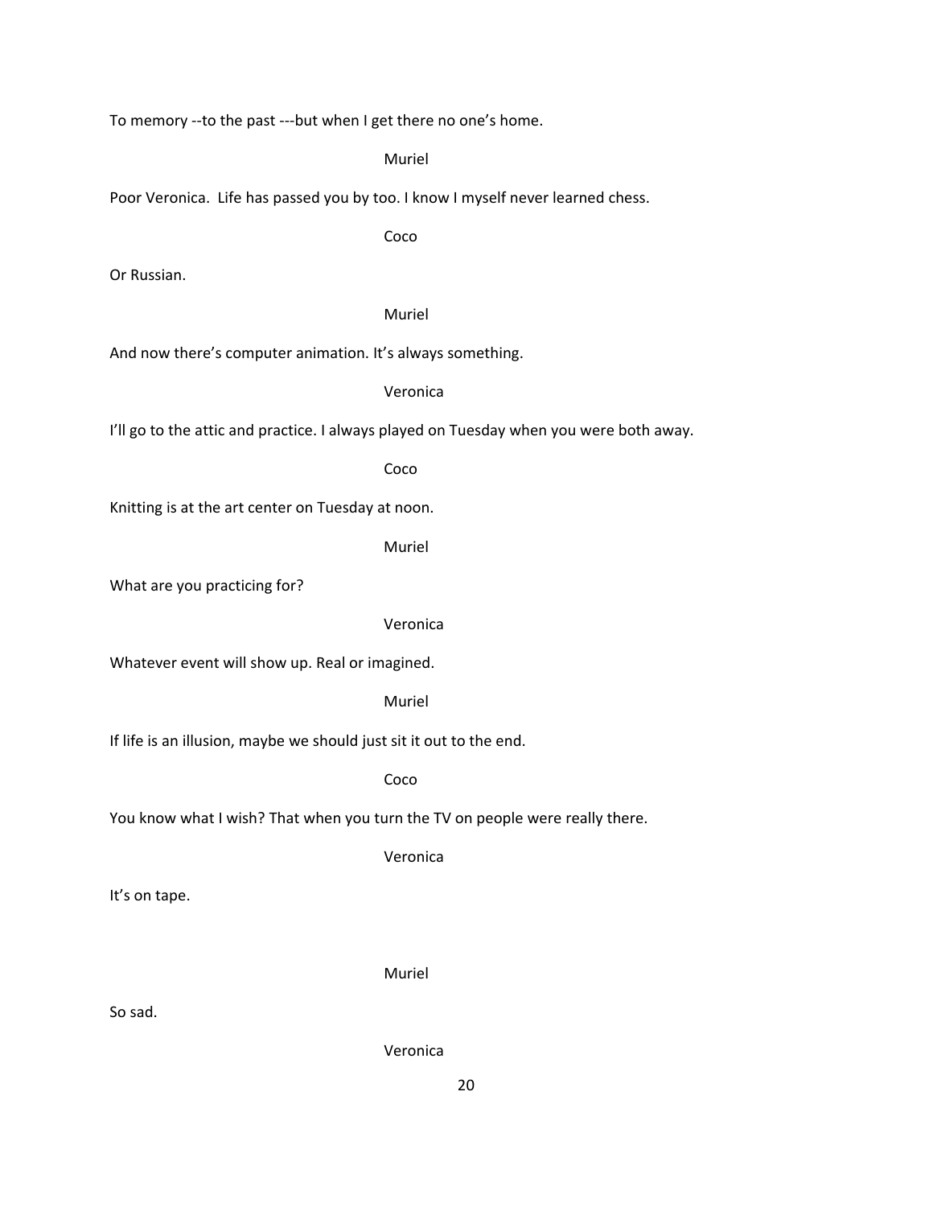To memory --to the past ---but when I get there no one's home.

Muriel

Poor Veronica.  Life has passed you by too. I know I myself never learned chess.

Coco

Or Russian.

Muriel

And now there's computer animation. It's always something.

Veronica

I'll go to the attic and practice. I always played on Tuesday when you were both away.

Coco

Knitting is at the art center on Tuesday at noon.

Muriel

What are you practicing for?

Veronica

Whatever event will show up. Real or imagined.

Muriel

If life is an illusion, maybe we should just sit it out to the end.

Coco

You know what I wish? That when you turn the TV on people were really there.

Veronica

It's on tape.

Muriel

So sad.

Veronica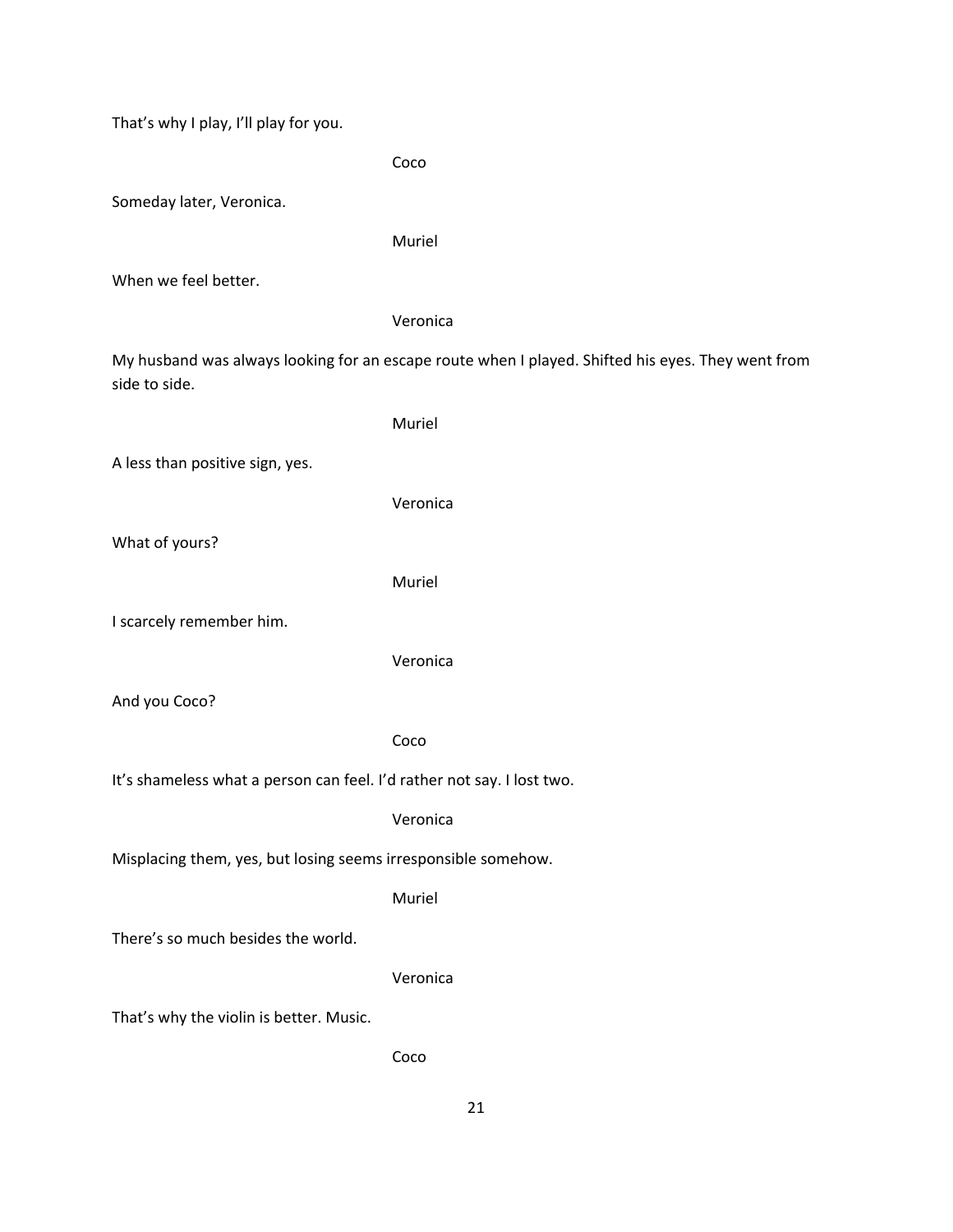That's why I play, I'll play for you.

Coco

Someday later, Veronica.

Muriel

When we feel better.

Veronica

My husband was always looking for an escape route when I played. Shifted his eyes. They went from side to side.

Muriel

A less than positive sign, yes.

Veronica

What of yours?

Muriel

I scarcely remember him.

Veronica

And you Coco?

Coco

It's shameless what a person can feel. I'd rather not say. I lost two.

Veronica

Misplacing them, yes, but losing seems irresponsible somehow.

Muriel

There's so much besides the world.

Veronica

That's why the violin is better. Music.

Coco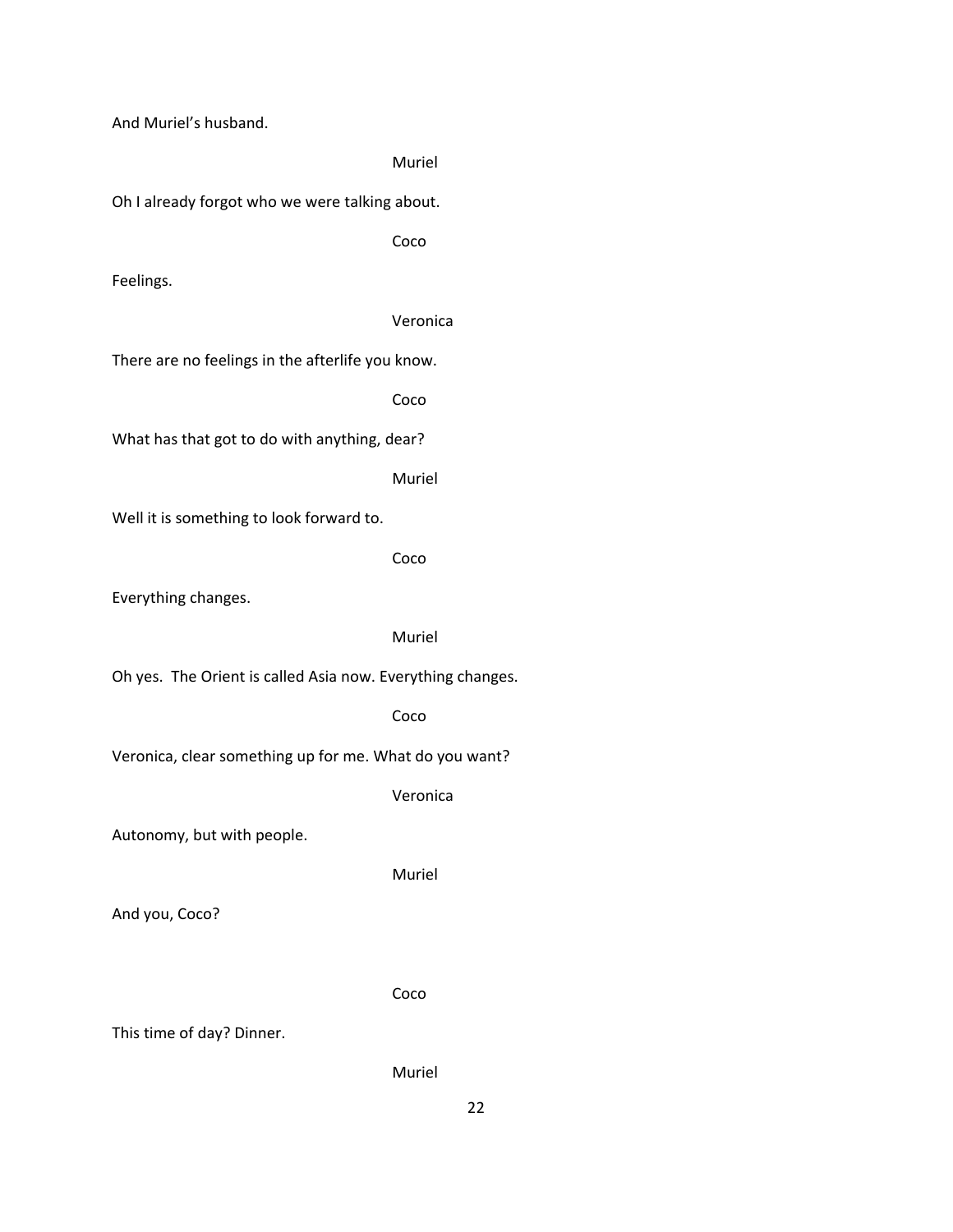And Muriel’s husband.

Muriel

Oh I already forgot who we were talking about.

Coco

Feelings.

Veronica

There are no feelings in the afterlife you know.

Coco

What has that got to do with anything, dear?

Muriel

Well it is something to look forward to.

Coco

Everything changes.

Muriel

Oh yes. The Orient is called Asia now. Everything changes.

Coco

Veronica, clear something up for me. What do you want?

Veronica

Autonomy, but with people.

Muriel

And you, Coco?

Coco

This time of day? Dinner.

Muriel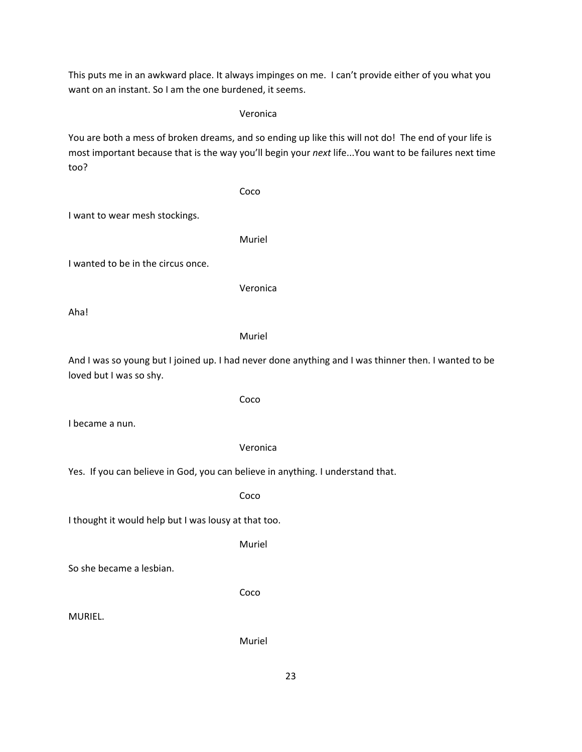This puts me in an awkward place. It always impinges on me.  I can't provide either of you what you want on an instant. So I am the one burdened, it seems.

Veronica

You are both a mess of broken dreams, and so ending up like this will not do!  The end of your life is most important because that is the way you'll begin your *next* life...You want to be failures next time too?

Coco

I want to wear mesh stockings.

Muriel

I wanted to be in the circus once.

Veronica

Aha!

Muriel

And I was so young but I joined up. I had never done anything and I was thinner then. I wanted to be loved but I was so shy.

Coco

I became a nun.

Veronica

Yes.  If you can believe in God, you can believe in anything. I understand that.

Coco

I thought it would help but I was lousy at that too.

Muriel

So she became a lesbian.

Coco

MURIEL.

Muriel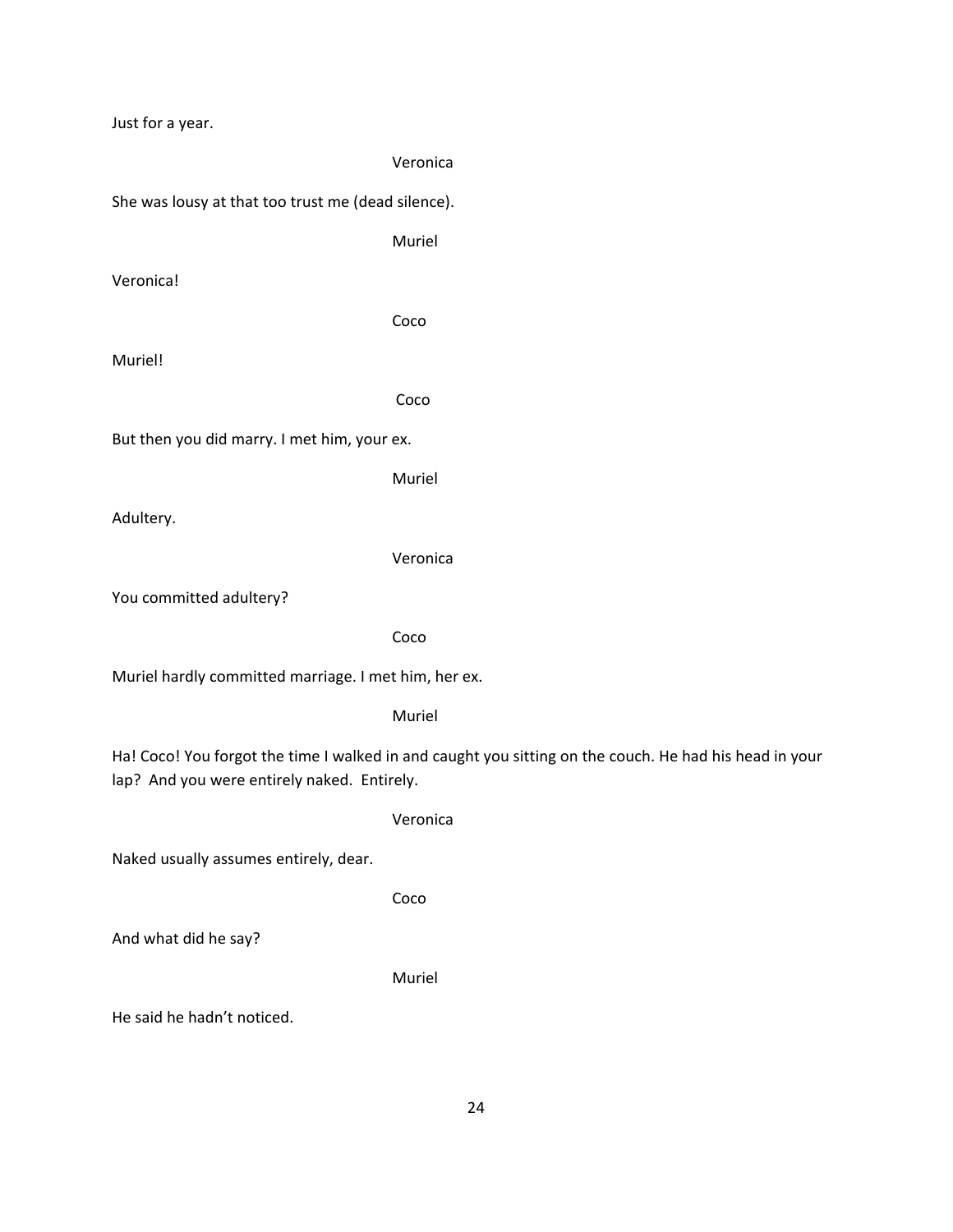Just for a year.

Veronica

She was lousy at that too trust me (dead silence).

Muriel

Veronica!

Coco

Muriel!

Coco

But then you did marry. I met him, your ex.

Muriel

Adultery.

Veronica

You committed adultery?

Coco

Muriel hardly committed marriage. I met him, her ex.

Muriel

Ha! Coco! You forgot the time I walked in and caught you sitting on the couch. He had his head in your lap? And you were entirely naked. Entirely.

Veronica

Naked usually assumes entirely, dear.

Coco

And what did he say?

Muriel

He said he hadn't noticed.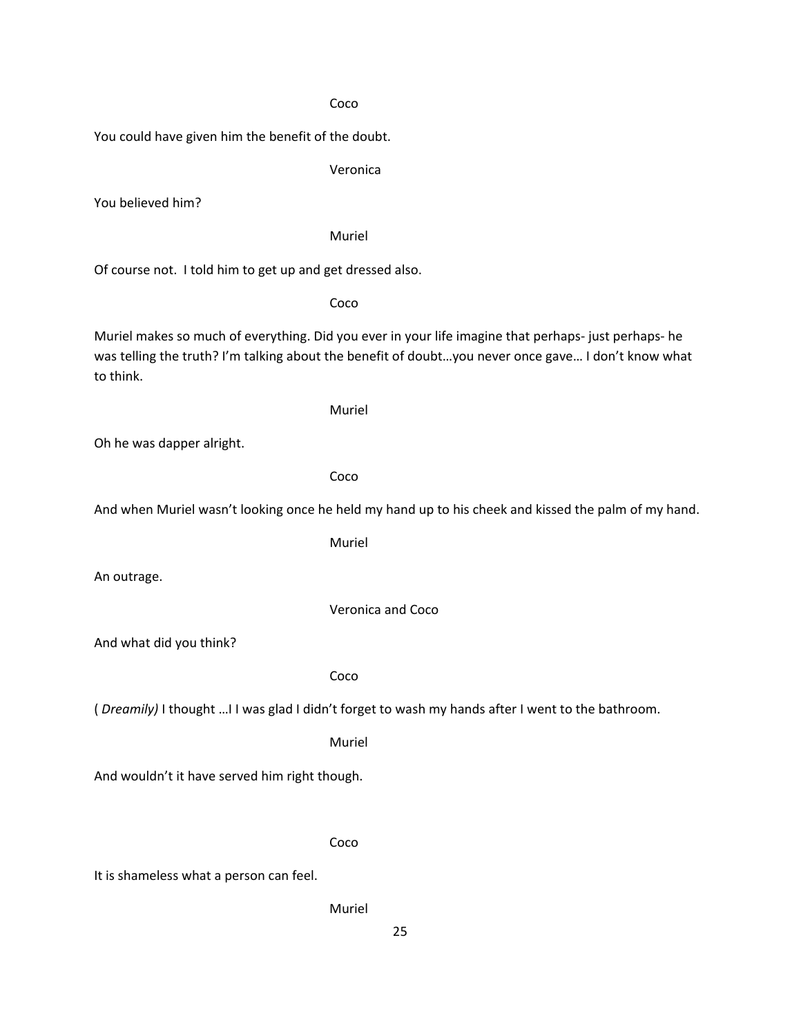Coco

You could have given him the benefit of the doubt.

Veronica

You believed him?

Muriel

Of course not.  I told him to get up and get dressed also.

Coco

Muriel makes so much of everything. Did you ever in your life imagine that perhaps- just perhaps- he was telling the truth? I'm talking about the benefit of doubt…you never once gave… I don't know what to think.

Muriel

Oh he was dapper alright.

Coco

And when Muriel wasn't looking once he held my hand up to his cheek and kissed the palm of my hand.

Muriel

An outrage.

Veronica and Coco

And what did you think?

Coco

( *Dreamily)* I thought …I I was glad I didn't forget to wash my hands after I went to the bathroom.

Muriel

And wouldn't it have served him right though.

Coco

It is shameless what a person can feel.

Muriel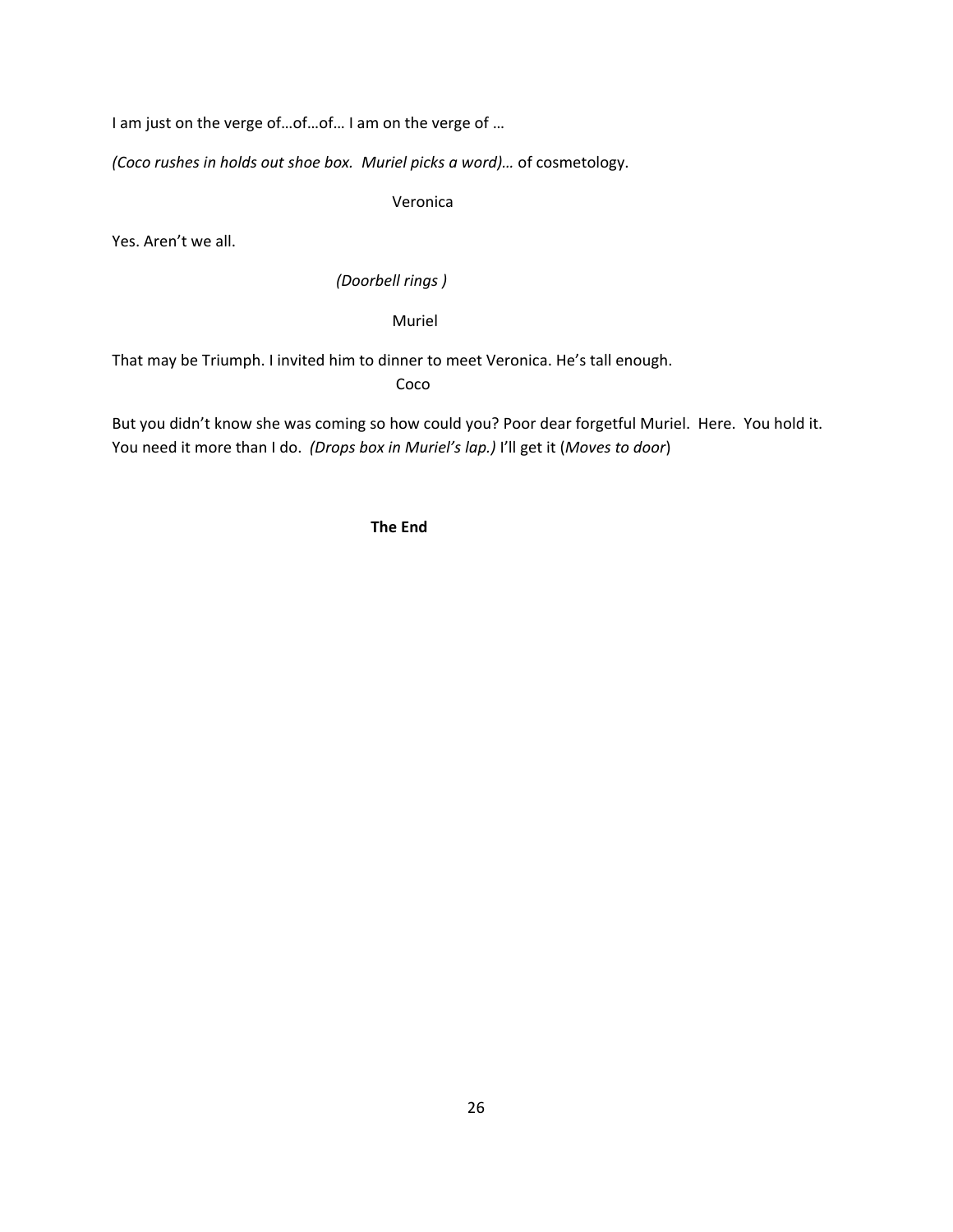I am just on the verge of…of…of… I am on the verge of …

*(Coco rushes in holds out shoe box. Muriel picks a word)…* of cosmetology.

Veronica

Yes. Aren't we all.

*(Doorbell rings )*

Muriel

That may be Triumph. I invited him to dinner to meet Veronica. He's tall enough.

Coco

But you didn't know she was coming so how could you? Poor dear forgetful Muriel. Here. You hold it. You need it more than I do. *(Drops box in Muriel's lap.)* I'll get it (*Moves to door*)

**The End**